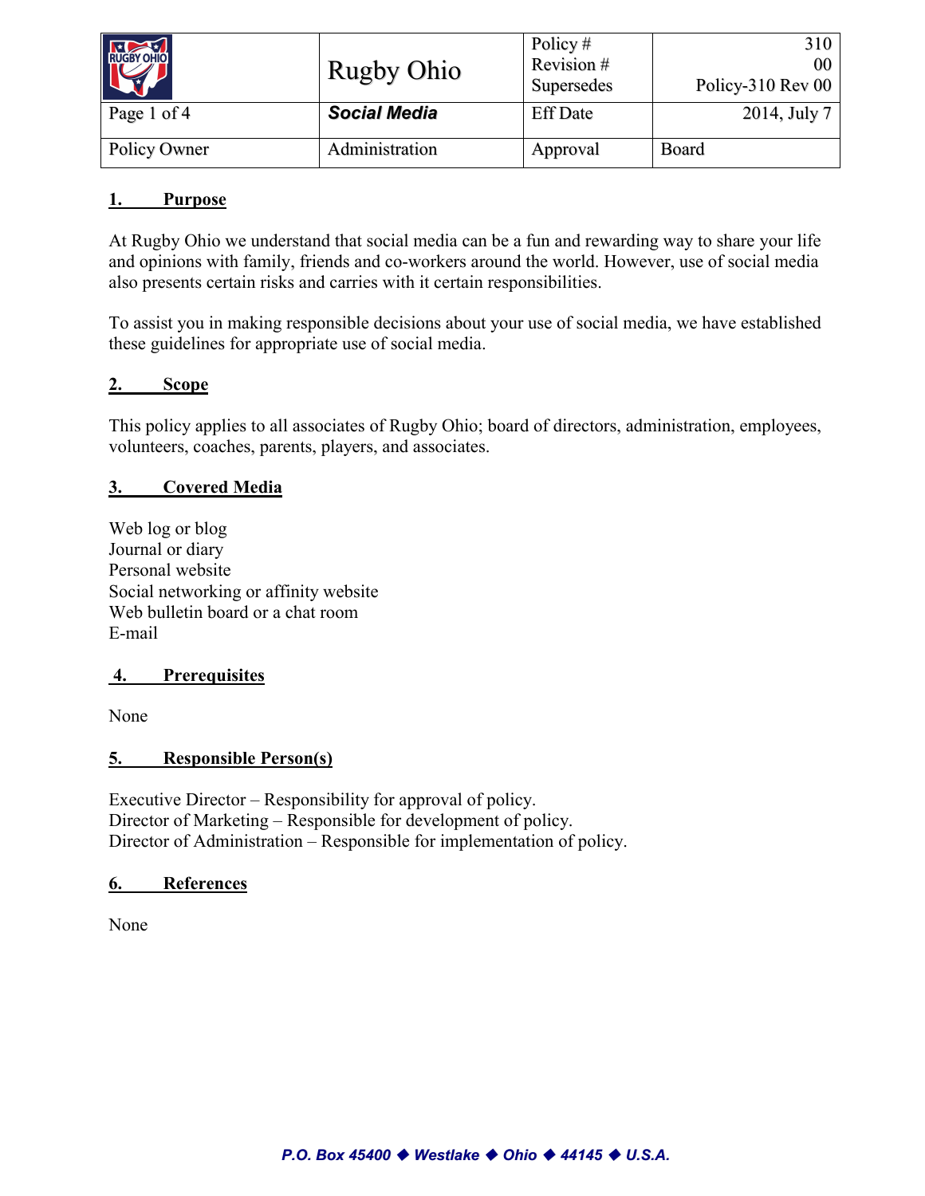| Rugby Ohio | | Policy #<br>Revision #<br>Supersedes | 310<br>00<br>Policy-310 Rev 00 |
|---|---|---|---|
| Page 1 of 4 | ***Social Media*** | Eff Date | 2014, July 7 |
| Policy Owner | Administration | Approval | Board |

## 1. Purpose

At Rugby Ohio we understand that social media can be a fun and rewarding way to share your life and opinions with family, friends and co-workers around the world. However, use of social media also presents certain risks and carries with it certain responsibilities.

To assist you in making responsible decisions about your use of social media, we have established these guidelines for appropriate use of social media.

## 2. Scope

This policy applies to all associates of Rugby Ohio; board of directors, administration, employees, volunteers, coaches, parents, players, and associates.

## 3. Covered Media

Web log or blog
Journal or diary
Personal website
Social networking or affinity website
Web bulletin board or a chat room
E-mail

## 4. Prerequisites

None

## 5. Responsible Person(s)

Executive Director – Responsibility for approval of policy.
Director of Marketing – Responsible for development of policy.
Director of Administration – Responsible for implementation of policy.

## 6. References

None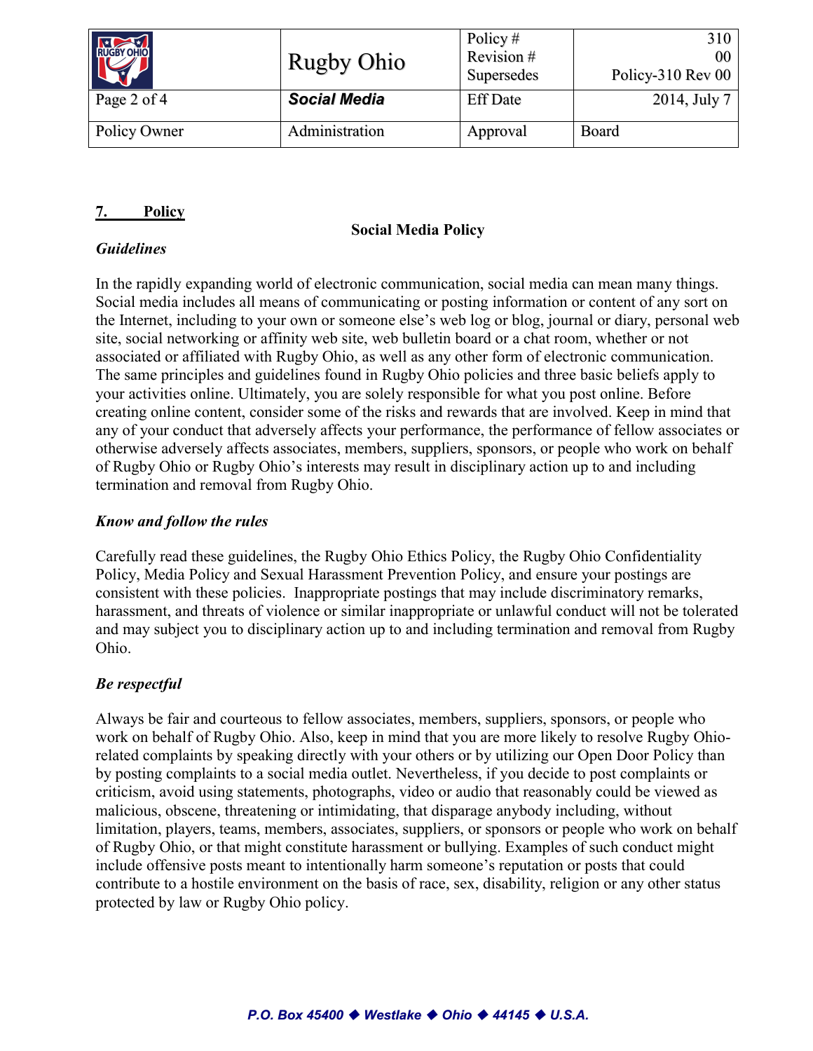## 7. Policy

**Social Media Policy**

***Guidelines***

In the rapidly expanding world of electronic communication, social media can mean many things. Social media includes all means of communicating or posting information or content of any sort on the Internet, including to your own or someone else's web log or blog, journal or diary, personal web site, social networking or affinity web site, web bulletin board or a chat room, whether or not associated or affiliated with Rugby Ohio, as well as any other form of electronic communication. The same principles and guidelines found in Rugby Ohio policies and three basic beliefs apply to your activities online. Ultimately, you are solely responsible for what you post online. Before creating online content, consider some of the risks and rewards that are involved. Keep in mind that any of your conduct that adversely affects your performance, the performance of fellow associates or otherwise adversely affects associates, members, suppliers, sponsors, or people who work on behalf of Rugby Ohio or Rugby Ohio's interests may result in disciplinary action up to and including termination and removal from Rugby Ohio.

***Know and follow the rules***

Carefully read these guidelines, the Rugby Ohio Ethics Policy, the Rugby Ohio Confidentiality Policy, Media Policy and Sexual Harassment Prevention Policy, and ensure your postings are consistent with these policies. Inappropriate postings that may include discriminatory remarks, harassment, and threats of violence or similar inappropriate or unlawful conduct will not be tolerated and may subject you to disciplinary action up to and including termination and removal from Rugby Ohio.

***Be respectful***

Always be fair and courteous to fellow associates, members, suppliers, sponsors, or people who work on behalf of Rugby Ohio. Also, keep in mind that you are more likely to resolve Rugby Ohio-related complaints by speaking directly with your others or by utilizing our Open Door Policy than by posting complaints to a social media outlet. Nevertheless, if you decide to post complaints or criticism, avoid using statements, photographs, video or audio that reasonably could be viewed as malicious, obscene, threatening or intimidating, that disparage anybody including, without limitation, players, teams, members, associates, suppliers, or sponsors or people who work on behalf of Rugby Ohio, or that might constitute harassment or bullying. Examples of such conduct might include offensive posts meant to intentionally harm someone's reputation or posts that could contribute to a hostile environment on the basis of race, sex, disability, religion or any other status protected by law or Rugby Ohio policy.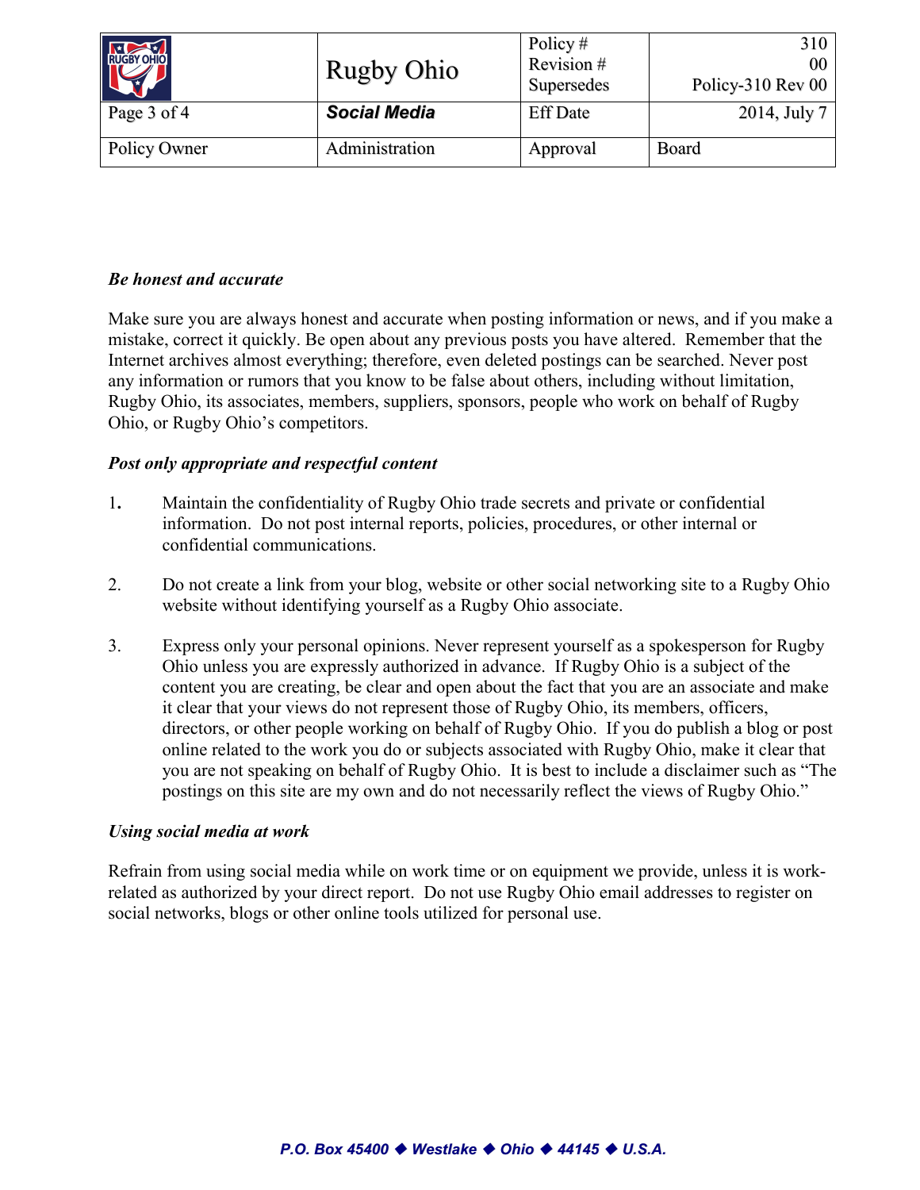### *Be honest and accurate*

Make sure you are always honest and accurate when posting information or news, and if you make a mistake, correct it quickly. Be open about any previous posts you have altered. Remember that the Internet archives almost everything; therefore, even deleted postings can be searched. Never post any information or rumors that you know to be false about others, including without limitation, Rugby Ohio, its associates, members, suppliers, sponsors, people who work on behalf of Rugby Ohio, or Rugby Ohio's competitors.

### *Post only appropriate and respectful content*

1. Maintain the confidentiality of Rugby Ohio trade secrets and private or confidential information. Do not post internal reports, policies, procedures, or other internal or confidential communications.

2. Do not create a link from your blog, website or other social networking site to a Rugby Ohio website without identifying yourself as a Rugby Ohio associate.

3. Express only your personal opinions. Never represent yourself as a spokesperson for Rugby Ohio unless you are expressly authorized in advance. If Rugby Ohio is a subject of the content you are creating, be clear and open about the fact that you are an associate and make it clear that your views do not represent those of Rugby Ohio, its members, officers, directors, or other people working on behalf of Rugby Ohio. If you do publish a blog or post online related to the work you do or subjects associated with Rugby Ohio, make it clear that you are not speaking on behalf of Rugby Ohio. It is best to include a disclaimer such as "The postings on this site are my own and do not necessarily reflect the views of Rugby Ohio."

### *Using social media at work*

Refrain from using social media while on work time or on equipment we provide, unless it is work-related as authorized by your direct report. Do not use Rugby Ohio email addresses to register on social networks, blogs or other online tools utilized for personal use.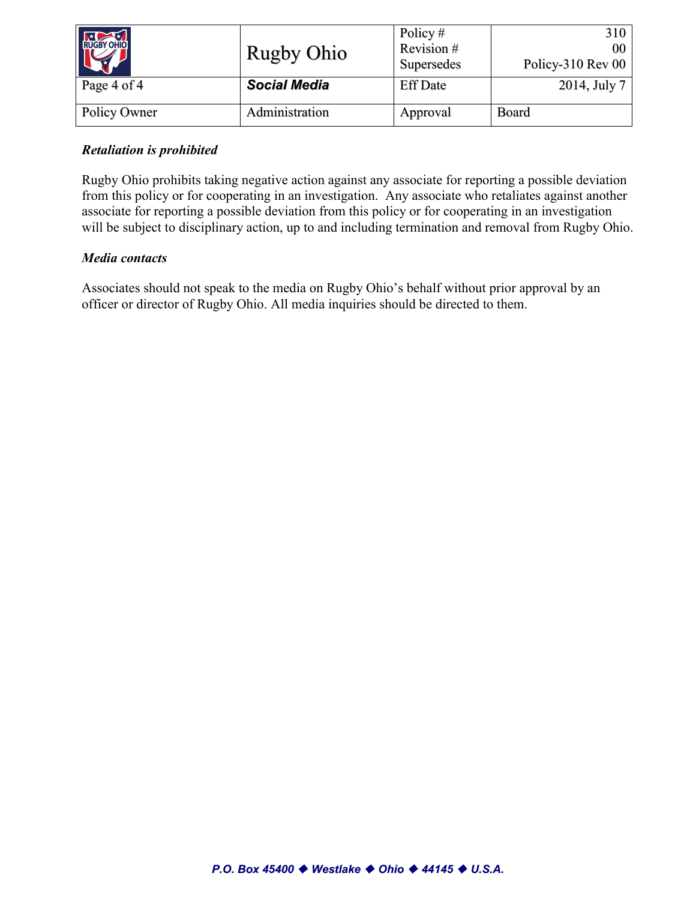***Retaliation is prohibited***

Rugby Ohio prohibits taking negative action against any associate for reporting a possible deviation from this policy or for cooperating in an investigation. Any associate who retaliates against another associate for reporting a possible deviation from this policy or for cooperating in an investigation will be subject to disciplinary action, up to and including termination and removal from Rugby Ohio.

***Media contacts***

Associates should not speak to the media on Rugby Ohio's behalf without prior approval by an officer or director of Rugby Ohio. All media inquiries should be directed to them.